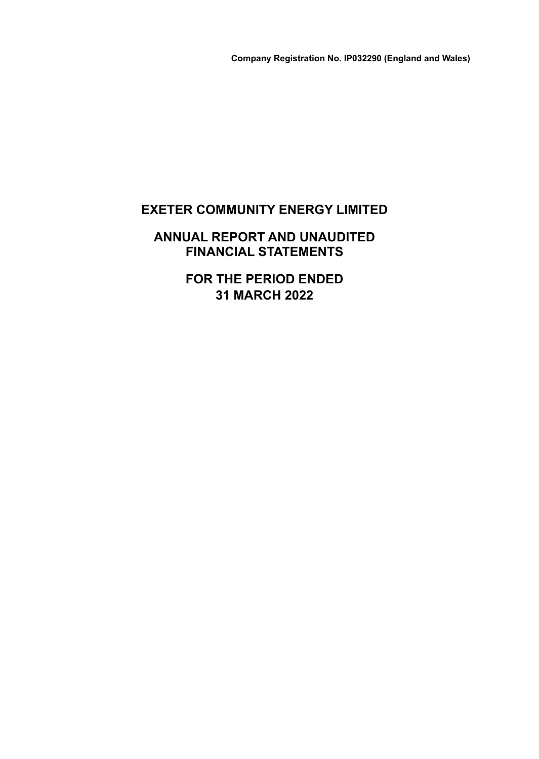**Company Registration No. IP032290 (England and Wales)**

# EXETER COMMUNITY ENERGY LIMITED

## ANNUAL REPORT AND UNAUDITED FINANCIAL STATEMENTS

## FOR THE PERIOD ENDED 31 MARCH 2022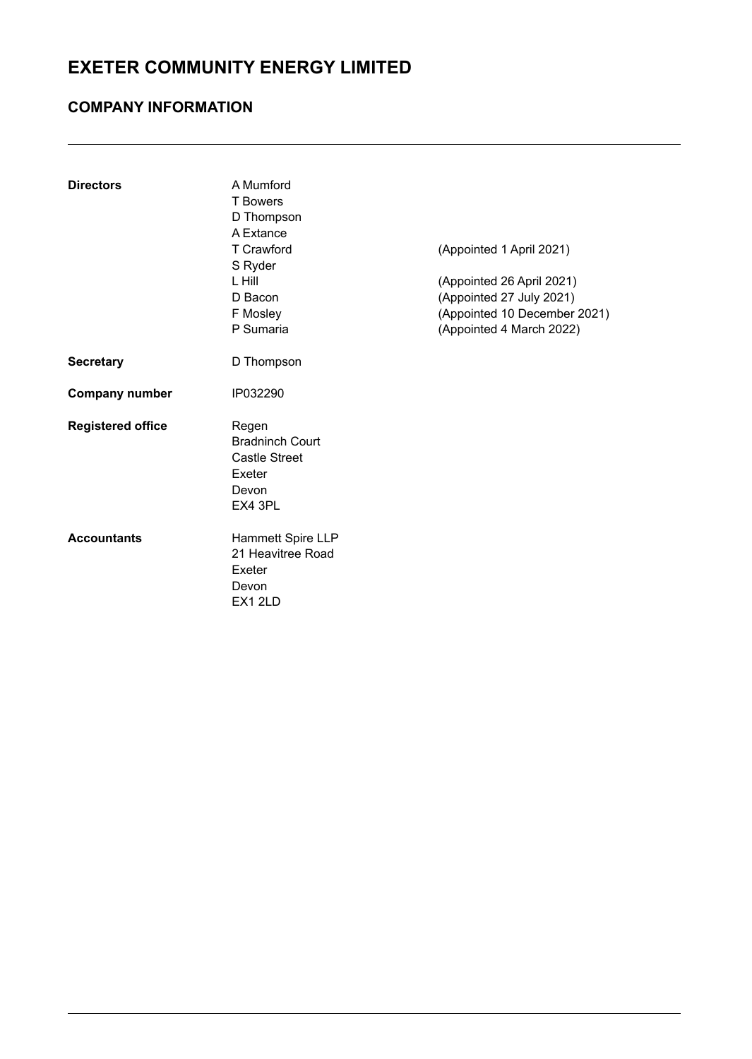# EXETER COMMUNITY ENERGY LIMITED

## COMPANY INFORMATION

| | | |
|---|---|---|
| **Directors** | A Mumford | |
| | T Bowers | |
| | D Thompson | |
| | A Extance | |
| | T Crawford | (Appointed 1 April 2021) |
| | S Ryder | |
| | L Hill | (Appointed 26 April 2021) |
| | D Bacon | (Appointed 27 July 2021) |
| | F Mosley | (Appointed 10 December 2021) |
| | P Sumaria | (Appointed 4 March 2022) |
| **Secretary** | D Thompson | |
| **Company number** | IP032290 | |
| **Registered office** | Regen<br>Bradninch Court<br>Castle Street<br>Exeter<br>Devon<br>EX4 3PL | |
| **Accountants** | Hammett Spire LLP<br>21 Heavitree Road<br>Exeter<br>Devon<br>EX1 2LD | |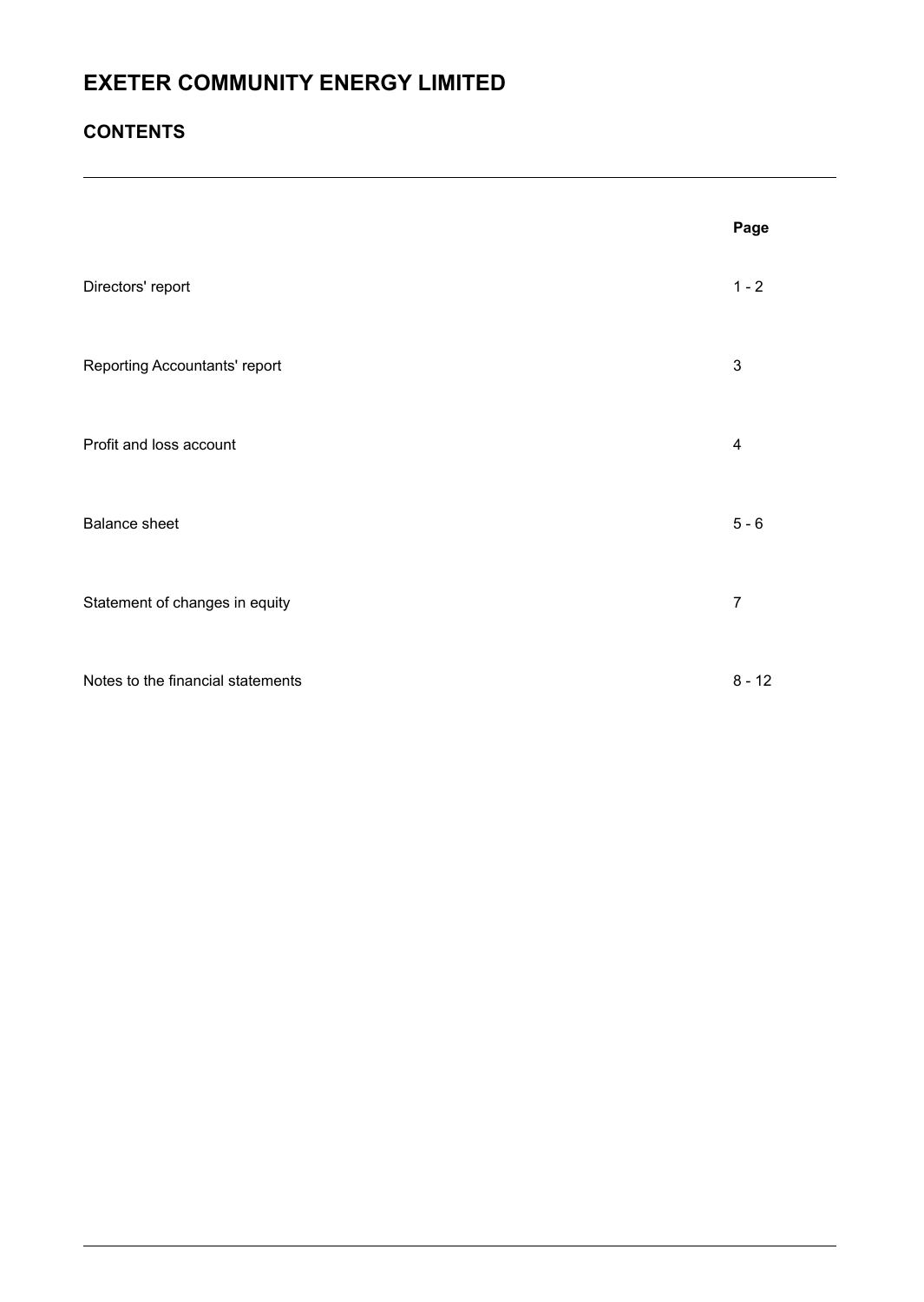# EXETER COMMUNITY ENERGY LIMITED

## CONTENTS

| | Page |
|---|---|
| Directors' report | 1 - 2 |
| Reporting Accountants' report | 3 |
| Profit and loss account | 4 |
| Balance sheet | 5 - 6 |
| Statement of changes in equity | 7 |
| Notes to the financial statements | 8 - 12 |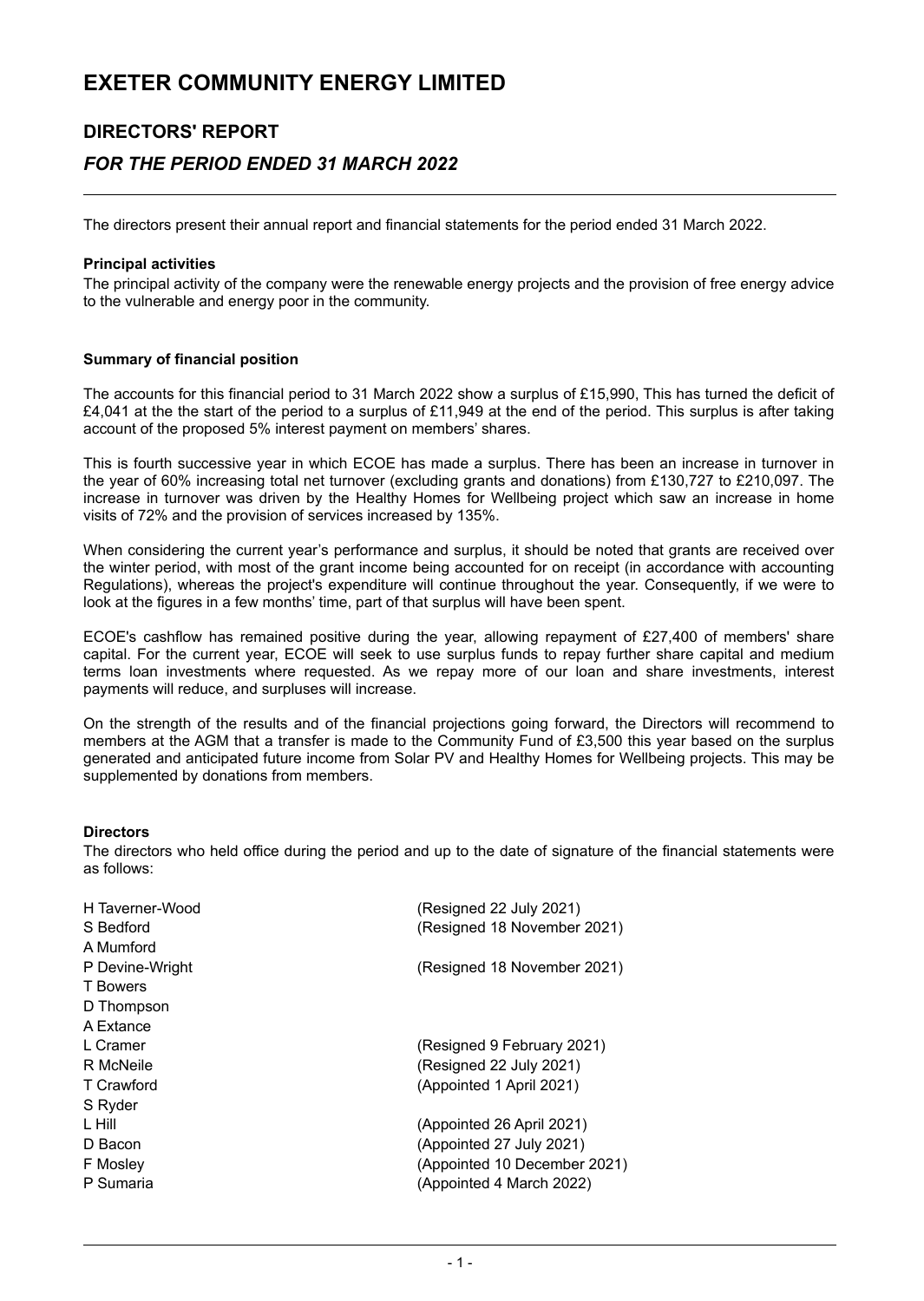# EXETER COMMUNITY ENERGY LIMITED

## DIRECTORS' REPORT

### *FOR THE PERIOD ENDED 31 MARCH 2022*

The directors present their annual report and financial statements for the period ended 31 March 2022.

**Principal activities**

The principal activity of the company were the renewable energy projects and the provision of free energy advice to the vulnerable and energy poor in the community.

**Summary of financial position**

The accounts for this financial period to 31 March 2022 show a surplus of £15,990, This has turned the deficit of £4,041 at the the start of the period to a surplus of £11,949 at the end of the period. This surplus is after taking account of the proposed 5% interest payment on members' shares.

This is fourth successive year in which ECOE has made a surplus. There has been an increase in turnover in the year of 60% increasing total net turnover (excluding grants and donations) from £130,727 to £210,097. The increase in turnover was driven by the Healthy Homes for Wellbeing project which saw an increase in home visits of 72% and the provision of services increased by 135%.

When considering the current year's performance and surplus, it should be noted that grants are received over the winter period, with most of the grant income being accounted for on receipt (in accordance with accounting Regulations), whereas the project's expenditure will continue throughout the year. Consequently, if we were to look at the figures in a few months' time, part of that surplus will have been spent.

ECOE's cashflow has remained positive during the year, allowing repayment of £27,400 of members' share capital. For the current year, ECOE will seek to use surplus funds to repay further share capital and medium terms loan investments where requested. As we repay more of our loan and share investments, interest payments will reduce, and surpluses will increase.

On the strength of the results and of the financial projections going forward, the Directors will recommend to members at the AGM that a transfer is made to the Community Fund of £3,500 this year based on the surplus generated and anticipated future income from Solar PV and Healthy Homes for Wellbeing projects. This may be supplemented by donations from members.

**Directors**

The directors who held office during the period and up to the date of signature of the financial statements were as follows:

| | |
|---|---|
| H Taverner-Wood | (Resigned 22 July 2021) |
| S Bedford | (Resigned 18 November 2021) |
| A Mumford | |
| P Devine-Wright | (Resigned 18 November 2021) |
| T Bowers | |
| D Thompson | |
| A Extance | |
| L Cramer | (Resigned 9 February 2021) |
| R McNeile | (Resigned 22 July 2021) |
| T Crawford | (Appointed 1 April 2021) |
| S Ryder | |
| L Hill | (Appointed 26 April 2021) |
| D Bacon | (Appointed 27 July 2021) |
| F Mosley | (Appointed 10 December 2021) |
| P Sumaria | (Appointed 4 March 2022) |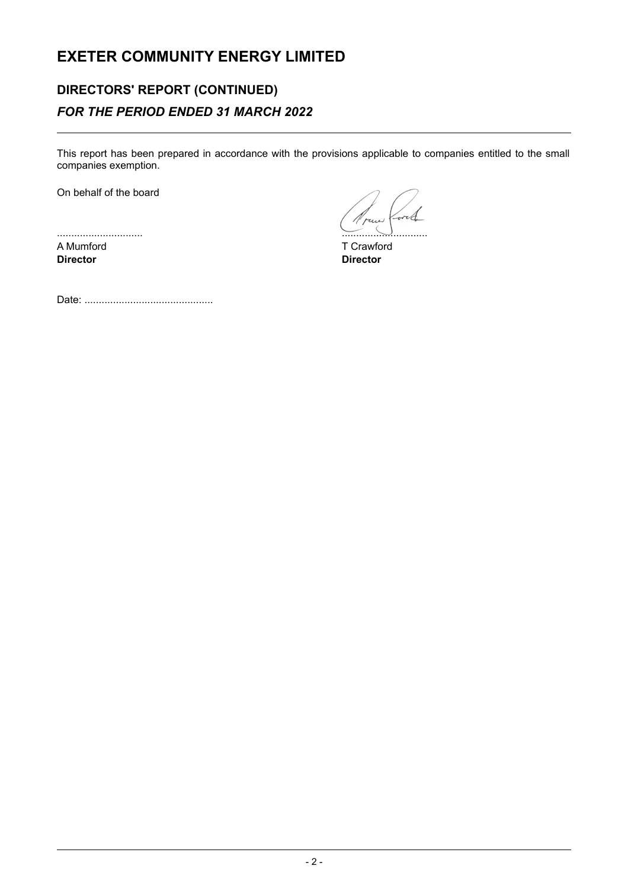# EXETER COMMUNITY ENERGY LIMITED

## DIRECTORS' REPORT (CONTINUED)

### *FOR THE PERIOD ENDED 31 MARCH 2022*

This report has been prepared in accordance with the provisions applicable to companies entitled to the small companies exemption.

On behalf of the board

| | |
|---|---|
| .............................. | .............................. |
| A Mumford | T Crawford |
| **Director** | **Director** |

Date: .............................................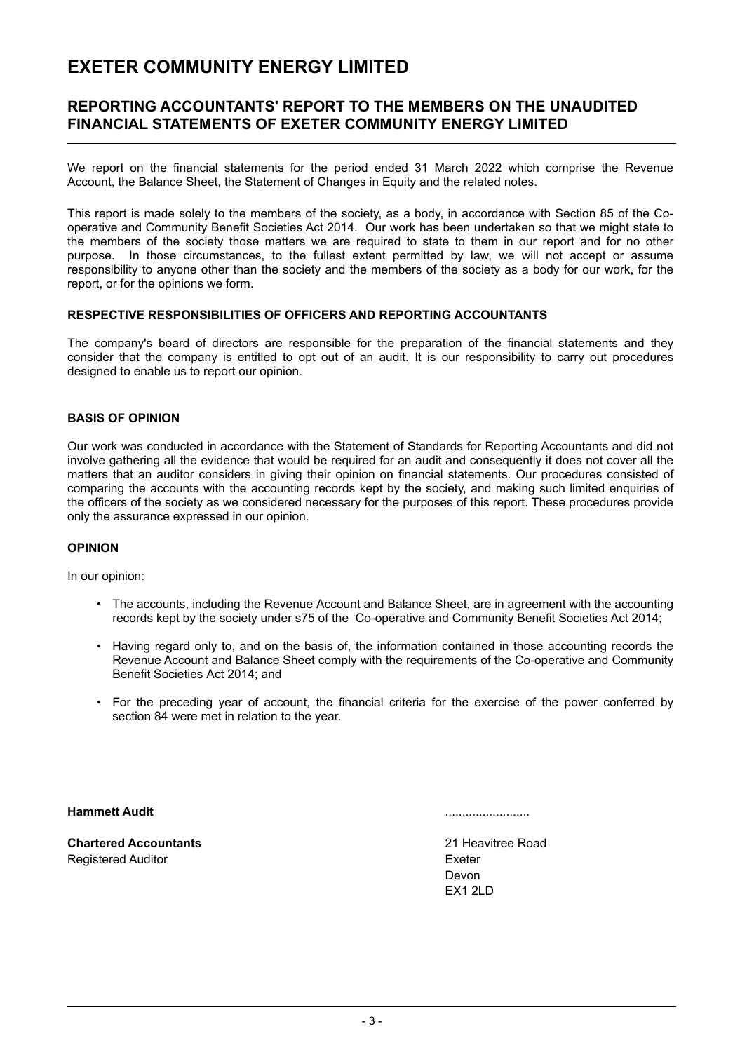# EXETER COMMUNITY ENERGY LIMITED

## REPORTING ACCOUNTANTS' REPORT TO THE MEMBERS ON THE UNAUDITED FINANCIAL STATEMENTS OF EXETER COMMUNITY ENERGY LIMITED

We report on the financial statements for the period ended 31 March 2022 which comprise the Revenue Account, the Balance Sheet, the Statement of Changes in Equity and the related notes.

This report is made solely to the members of the society, as a body, in accordance with Section 85 of the Co-operative and Community Benefit Societies Act 2014. Our work has been undertaken so that we might state to the members of the society those matters we are required to state to them in our report and for no other purpose. In those circumstances, to the fullest extent permitted by law, we will not accept or assume responsibility to anyone other than the society and the members of the society as a body for our work, for the report, or for the opinions we form.

### RESPECTIVE RESPONSIBILITIES OF OFFICERS AND REPORTING ACCOUNTANTS

The company's board of directors are responsible for the preparation of the financial statements and they consider that the company is entitled to opt out of an audit. It is our responsibility to carry out procedures designed to enable us to report our opinion.

### BASIS OF OPINION

Our work was conducted in accordance with the Statement of Standards for Reporting Accountants and did not involve gathering all the evidence that would be required for an audit and consequently it does not cover all the matters that an auditor considers in giving their opinion on financial statements. Our procedures consisted of comparing the accounts with the accounting records kept by the society, and making such limited enquiries of the officers of the society as we considered necessary for the purposes of this report. These procedures provide only the assurance expressed in our opinion.

### OPINION

In our opinion:

- The accounts, including the Revenue Account and Balance Sheet, are in agreement with the accounting records kept by the society under s75 of the Co-operative and Community Benefit Societies Act 2014;
- Having regard only to, and on the basis of, the information contained in those accounting records the Revenue Account and Balance Sheet comply with the requirements of the Co-operative and Community Benefit Societies Act 2014; and
- For the preceding year of account, the financial criteria for the exercise of the power conferred by section 84 were met in relation to the year.

**Hammett Audit**

.........................

**Chartered Accountants**
Registered Auditor

21 Heavitree Road
Exeter
Devon
EX1 2LD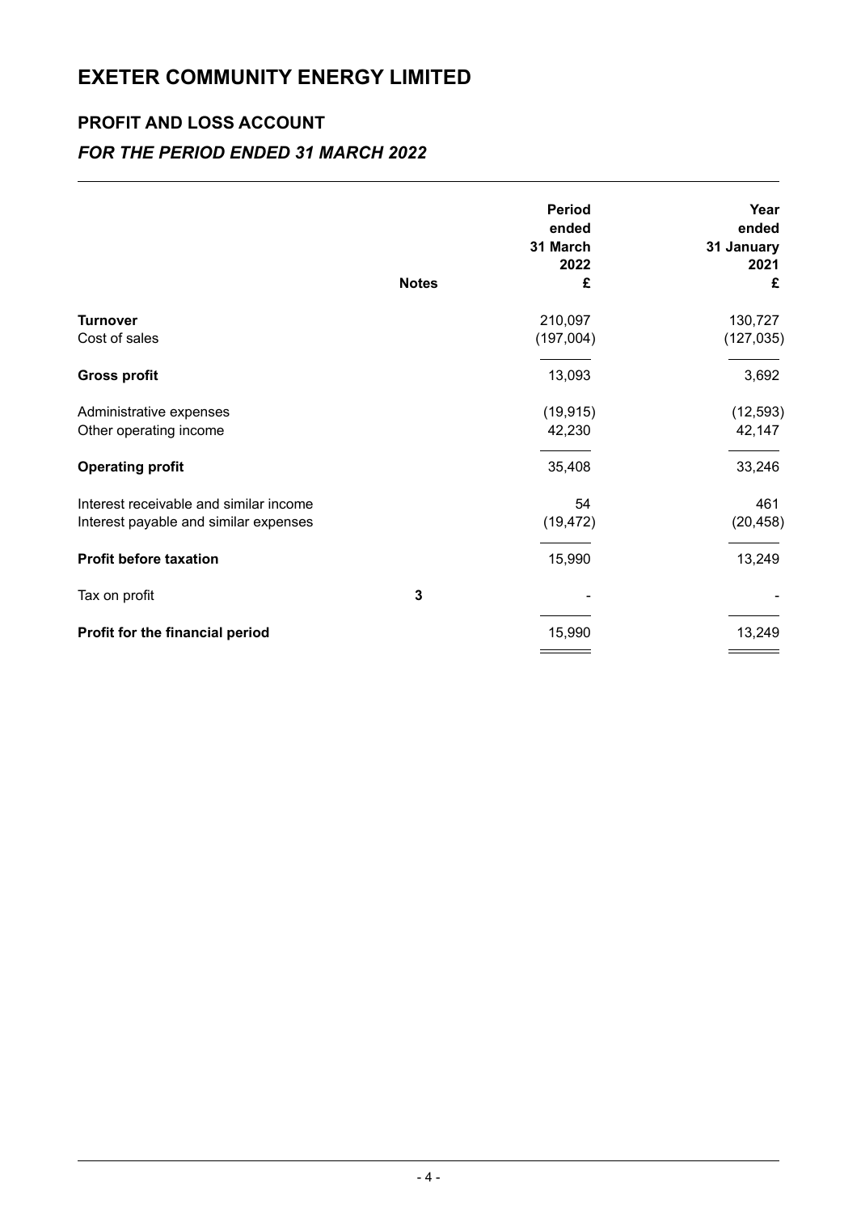# EXETER COMMUNITY ENERGY LIMITED

## PROFIT AND LOSS ACCOUNT

### *FOR THE PERIOD ENDED 31 MARCH 2022*

| | Notes | Period ended 31 March 2022 £ | Year ended 31 January 2021 £ |
|---|---|---|---|
| **Turnover** | | 210,097 | 130,727 |
| Cost of sales | | (197,004) | (127,035) |
| **Gross profit** | | 13,093 | 3,692 |
| Administrative expenses | | (19,915) | (12,593) |
| Other operating income | | 42,230 | 42,147 |
| **Operating profit** | | 35,408 | 33,246 |
| Interest receivable and similar income | | 54 | 461 |
| Interest payable and similar expenses | | (19,472) | (20,458) |
| **Profit before taxation** | | 15,990 | 13,249 |
| Tax on profit | 3 | - | - |
| **Profit for the financial period** | | 15,990 | 13,249 |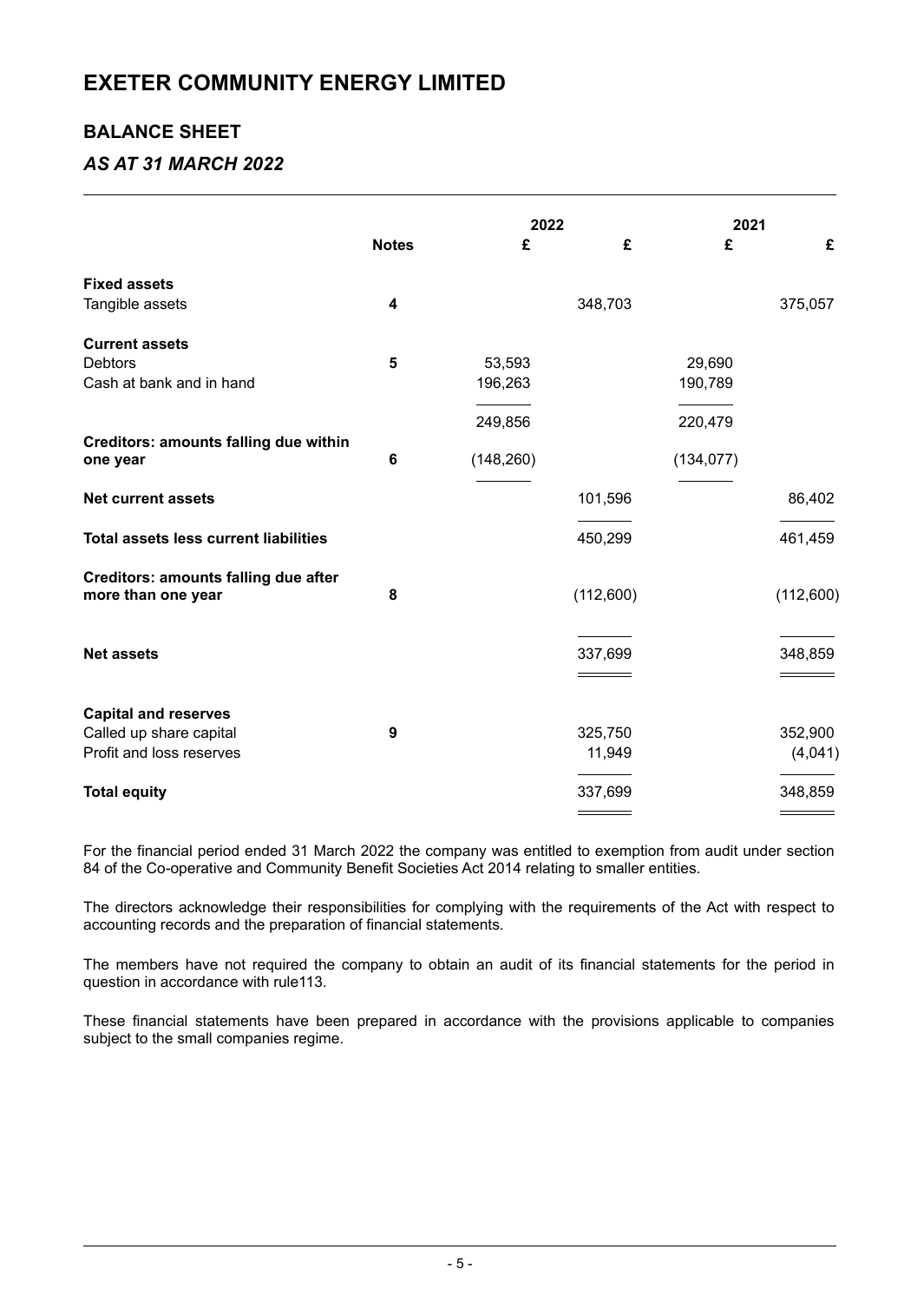# EXETER COMMUNITY ENERGY LIMITED

## BALANCE SHEET

### *AS AT 31 MARCH 2022*

| | | 2022 | | 2021 | |
|---|---|---|---|---|---|
| | **Notes** | **£** | **£** | **£** | **£** |
| **Fixed assets** | | | | | |
| Tangible assets | **4** | | 348,703 | | 375,057 |
| **Current assets** | | | | | |
| Debtors | **5** | 53,593 | | 29,690 | |
| Cash at bank and in hand | | 196,263 | | 190,789 | |
| | | 249,856 | | 220,479 | |
| **Creditors: amounts falling due within one year** | **6** | (148,260) | | (134,077) | |
| **Net current assets** | | | 101,596 | | 86,402 |
| **Total assets less current liabilities** | | | 450,299 | | 461,459 |
| **Creditors: amounts falling due after more than one year** | **8** | | (112,600) | | (112,600) |
| **Net assets** | | | 337,699 | | 348,859 |
| **Capital and reserves** | | | | | |
| Called up share capital | **9** | | 325,750 | | 352,900 |
| Profit and loss reserves | | | 11,949 | | (4,041) |
| **Total equity** | | | 337,699 | | 348,859 |

For the financial period ended 31 March 2022 the company was entitled to exemption from audit under section 84 of the Co-operative and Community Benefit Societies Act 2014 relating to smaller entities.

The directors acknowledge their responsibilities for complying with the requirements of the Act with respect to accounting records and the preparation of financial statements.

The members have not required the company to obtain an audit of its financial statements for the period in question in accordance with rule113.

These financial statements have been prepared in accordance with the provisions applicable to companies subject to the small companies regime.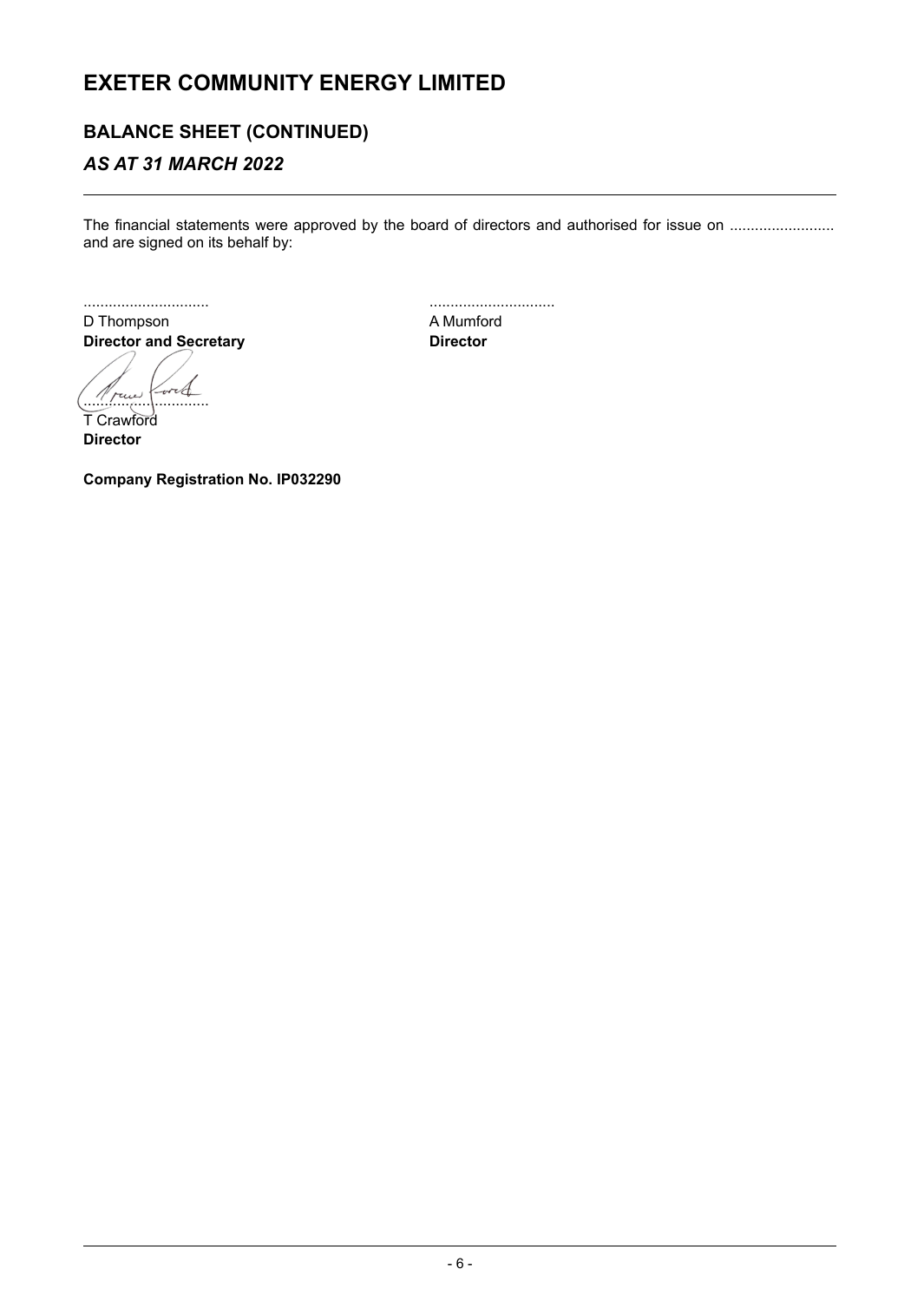# EXETER COMMUNITY ENERGY LIMITED

## BALANCE SHEET (CONTINUED)

### *AS AT 31 MARCH 2022*

The financial statements were approved by the board of directors and authorised for issue on ......................... and are signed on its behalf by:

| | |
|---|---|
| .............................. | .............................. |
| D Thompson | A Mumford |
| **Director and Secretary** | **Director** |

..............................
T Crawford
**Director**

**Company Registration No. IP032290**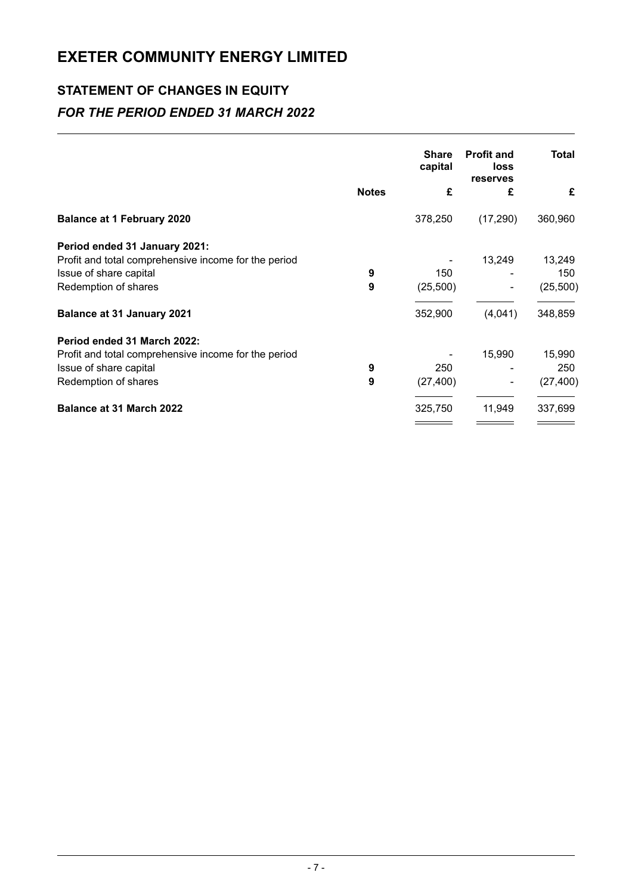# EXETER COMMUNITY ENERGY LIMITED

## STATEMENT OF CHANGES IN EQUITY

### *FOR THE PERIOD ENDED 31 MARCH 2022*

| | Notes | Share capital | Profit and loss reserves | Total |
|---|---|---|---|---|
| | | £ | £ | £ |
| **Balance at 1 February 2020** | | 378,250 | (17,290) | 360,960 |
| **Period ended 31 January 2021:** | | | | |
| Profit and total comprehensive income for the period | | - | 13,249 | 13,249 |
| Issue of share capital | **9** | 150 | - | 150 |
| Redemption of shares | **9** | (25,500) | - | (25,500) |
| **Balance at 31 January 2021** | | 352,900 | (4,041) | 348,859 |
| **Period ended 31 March 2022:** | | | | |
| Profit and total comprehensive income for the period | | - | 15,990 | 15,990 |
| Issue of share capital | **9** | 250 | - | 250 |
| Redemption of shares | **9** | (27,400) | - | (27,400) |
| **Balance at 31 March 2022** | | 325,750 | 11,949 | 337,699 |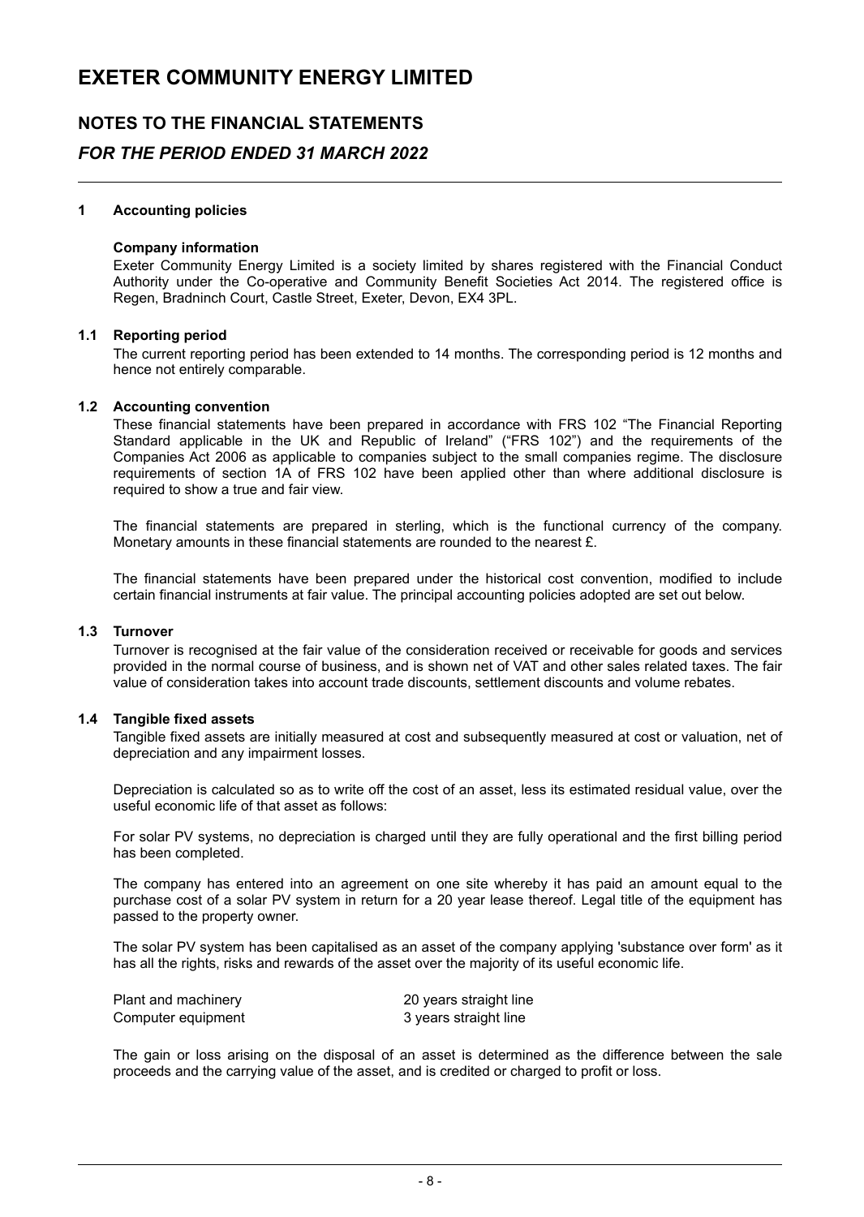# EXETER COMMUNITY ENERGY LIMITED

## NOTES TO THE FINANCIAL STATEMENTS

## *FOR THE PERIOD ENDED 31 MARCH 2022*

### 1 Accounting policies

**Company information**

Exeter Community Energy Limited is a society limited by shares registered with the Financial Conduct Authority under the Co-operative and Community Benefit Societies Act 2014. The registered office is Regen, Bradninch Court, Castle Street, Exeter, Devon, EX4 3PL.

### 1.1 Reporting period

The current reporting period has been extended to 14 months. The corresponding period is 12 months and hence not entirely comparable.

### 1.2 Accounting convention

These financial statements have been prepared in accordance with FRS 102 "The Financial Reporting Standard applicable in the UK and Republic of Ireland" ("FRS 102") and the requirements of the Companies Act 2006 as applicable to companies subject to the small companies regime. The disclosure requirements of section 1A of FRS 102 have been applied other than where additional disclosure is required to show a true and fair view.

The financial statements are prepared in sterling, which is the functional currency of the company. Monetary amounts in these financial statements are rounded to the nearest £.

The financial statements have been prepared under the historical cost convention, modified to include certain financial instruments at fair value. The principal accounting policies adopted are set out below.

### 1.3 Turnover

Turnover is recognised at the fair value of the consideration received or receivable for goods and services provided in the normal course of business, and is shown net of VAT and other sales related taxes. The fair value of consideration takes into account trade discounts, settlement discounts and volume rebates.

### 1.4 Tangible fixed assets

Tangible fixed assets are initially measured at cost and subsequently measured at cost or valuation, net of depreciation and any impairment losses.

Depreciation is calculated so as to write off the cost of an asset, less its estimated residual value, over the useful economic life of that asset as follows:

For solar PV systems, no depreciation is charged until they are fully operational and the first billing period has been completed.

The company has entered into an agreement on one site whereby it has paid an amount equal to the purchase cost of a solar PV system in return for a 20 year lease thereof. Legal title of the equipment has passed to the property owner.

The solar PV system has been capitalised as an asset of the company applying 'substance over form' as it has all the rights, risks and rewards of the asset over the majority of its useful economic life.

| | |
|---|---|
| Plant and machinery | 20 years straight line |
| Computer equipment | 3 years straight line |

The gain or loss arising on the disposal of an asset is determined as the difference between the sale proceeds and the carrying value of the asset, and is credited or charged to profit or loss.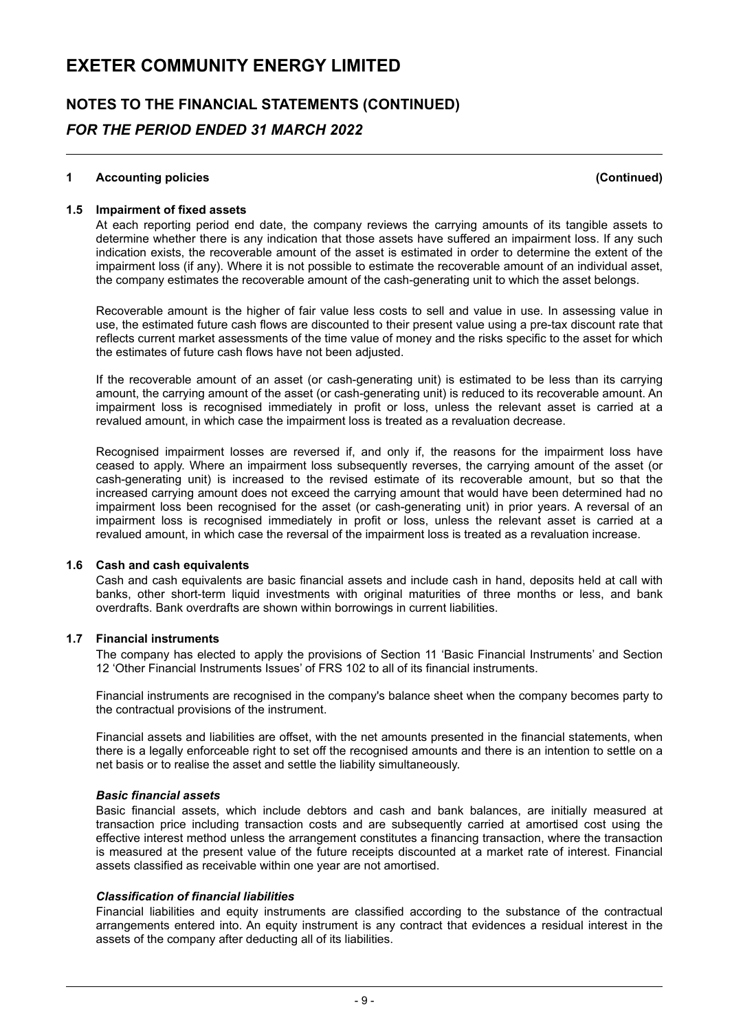## 1 Accounting policies (Continued)

### 1.5 Impairment of fixed assets

At each reporting period end date, the company reviews the carrying amounts of its tangible assets to determine whether there is any indication that those assets have suffered an impairment loss. If any such indication exists, the recoverable amount of the asset is estimated in order to determine the extent of the impairment loss (if any). Where it is not possible to estimate the recoverable amount of an individual asset, the company estimates the recoverable amount of the cash-generating unit to which the asset belongs.

Recoverable amount is the higher of fair value less costs to sell and value in use. In assessing value in use, the estimated future cash flows are discounted to their present value using a pre-tax discount rate that reflects current market assessments of the time value of money and the risks specific to the asset for which the estimates of future cash flows have not been adjusted.

If the recoverable amount of an asset (or cash-generating unit) is estimated to be less than its carrying amount, the carrying amount of the asset (or cash-generating unit) is reduced to its recoverable amount. An impairment loss is recognised immediately in profit or loss, unless the relevant asset is carried at a revalued amount, in which case the impairment loss is treated as a revaluation decrease.

Recognised impairment losses are reversed if, and only if, the reasons for the impairment loss have ceased to apply. Where an impairment loss subsequently reverses, the carrying amount of the asset (or cash-generating unit) is increased to the revised estimate of its recoverable amount, but so that the increased carrying amount does not exceed the carrying amount that would have been determined had no impairment loss been recognised for the asset (or cash-generating unit) in prior years. A reversal of an impairment loss is recognised immediately in profit or loss, unless the relevant asset is carried at a revalued amount, in which case the reversal of the impairment loss is treated as a revaluation increase.

### 1.6 Cash and cash equivalents

Cash and cash equivalents are basic financial assets and include cash in hand, deposits held at call with banks, other short-term liquid investments with original maturities of three months or less, and bank overdrafts. Bank overdrafts are shown within borrowings in current liabilities.

### 1.7 Financial instruments

The company has elected to apply the provisions of Section 11 'Basic Financial Instruments' and Section 12 'Other Financial Instruments Issues' of FRS 102 to all of its financial instruments.

Financial instruments are recognised in the company's balance sheet when the company becomes party to the contractual provisions of the instrument.

Financial assets and liabilities are offset, with the net amounts presented in the financial statements, when there is a legally enforceable right to set off the recognised amounts and there is an intention to settle on a net basis or to realise the asset and settle the liability simultaneously.

***Basic financial assets***

Basic financial assets, which include debtors and cash and bank balances, are initially measured at transaction price including transaction costs and are subsequently carried at amortised cost using the effective interest method unless the arrangement constitutes a financing transaction, where the transaction is measured at the present value of the future receipts discounted at a market rate of interest. Financial assets classified as receivable within one year are not amortised.

***Classification of financial liabilities***

Financial liabilities and equity instruments are classified according to the substance of the contractual arrangements entered into. An equity instrument is any contract that evidences a residual interest in the assets of the company after deducting all of its liabilities.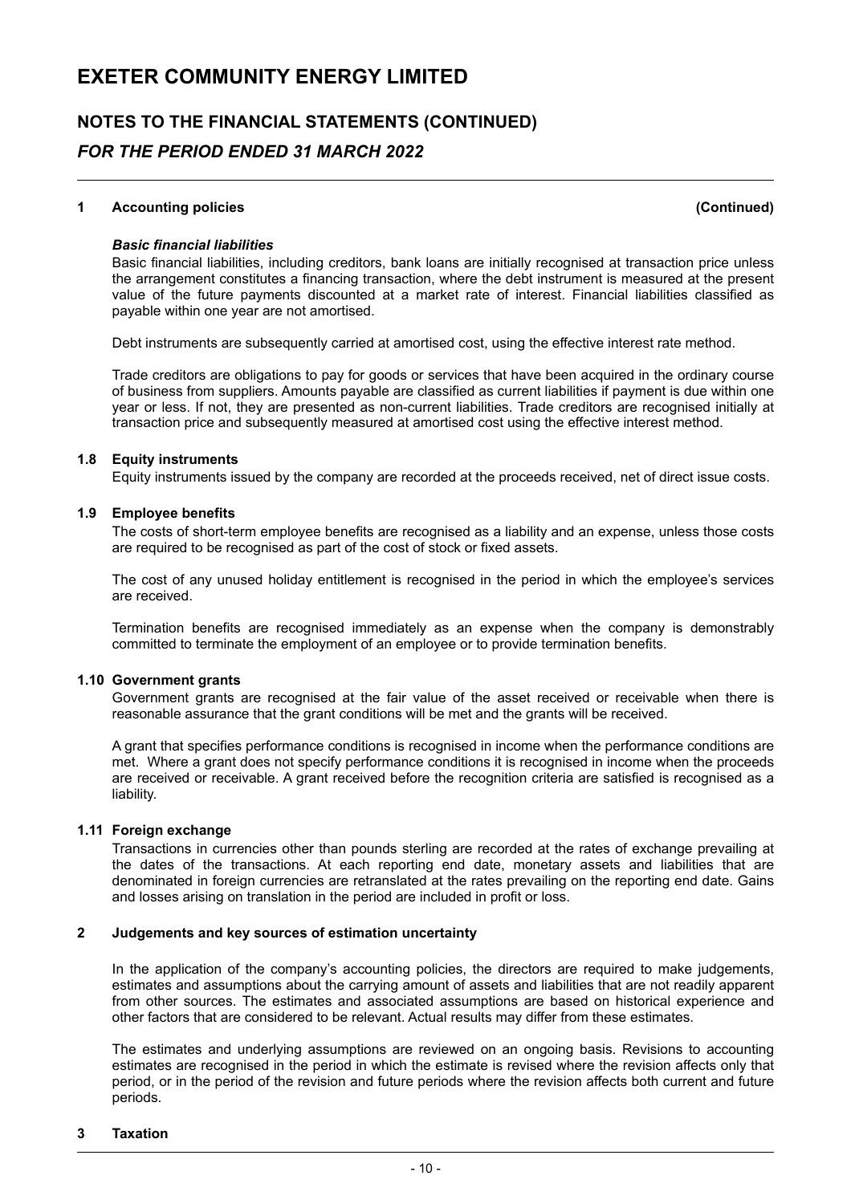# EXETER COMMUNITY ENERGY LIMITED

## NOTES TO THE FINANCIAL STATEMENTS (CONTINUED)

### *FOR THE PERIOD ENDED 31 MARCH 2022*

**1 Accounting policies** **(Continued)**

***Basic financial liabilities***

Basic financial liabilities, including creditors, bank loans are initially recognised at transaction price unless the arrangement constitutes a financing transaction, where the debt instrument is measured at the present value of the future payments discounted at a market rate of interest. Financial liabilities classified as payable within one year are not amortised.

Debt instruments are subsequently carried at amortised cost, using the effective interest rate method.

Trade creditors are obligations to pay for goods or services that have been acquired in the ordinary course of business from suppliers. Amounts payable are classified as current liabilities if payment is due within one year or less. If not, they are presented as non-current liabilities. Trade creditors are recognised initially at transaction price and subsequently measured at amortised cost using the effective interest method.

**1.8 Equity instruments**

Equity instruments issued by the company are recorded at the proceeds received, net of direct issue costs.

**1.9 Employee benefits**

The costs of short-term employee benefits are recognised as a liability and an expense, unless those costs are required to be recognised as part of the cost of stock or fixed assets.

The cost of any unused holiday entitlement is recognised in the period in which the employee's services are received.

Termination benefits are recognised immediately as an expense when the company is demonstrably committed to terminate the employment of an employee or to provide termination benefits.

**1.10 Government grants**

Government grants are recognised at the fair value of the asset received or receivable when there is reasonable assurance that the grant conditions will be met and the grants will be received.

A grant that specifies performance conditions is recognised in income when the performance conditions are met. Where a grant does not specify performance conditions it is recognised in income when the proceeds are received or receivable. A grant received before the recognition criteria are satisfied is recognised as a liability.

**1.11 Foreign exchange**

Transactions in currencies other than pounds sterling are recorded at the rates of exchange prevailing at the dates of the transactions. At each reporting end date, monetary assets and liabilities that are denominated in foreign currencies are retranslated at the rates prevailing on the reporting end date. Gains and losses arising on translation in the period are included in profit or loss.

**2 Judgements and key sources of estimation uncertainty**

In the application of the company's accounting policies, the directors are required to make judgements, estimates and assumptions about the carrying amount of assets and liabilities that are not readily apparent from other sources. The estimates and associated assumptions are based on historical experience and other factors that are considered to be relevant. Actual results may differ from these estimates.

The estimates and underlying assumptions are reviewed on an ongoing basis. Revisions to accounting estimates are recognised in the period in which the estimate is revised where the revision affects only that period, or in the period of the revision and future periods where the revision affects both current and future periods.

**3 Taxation**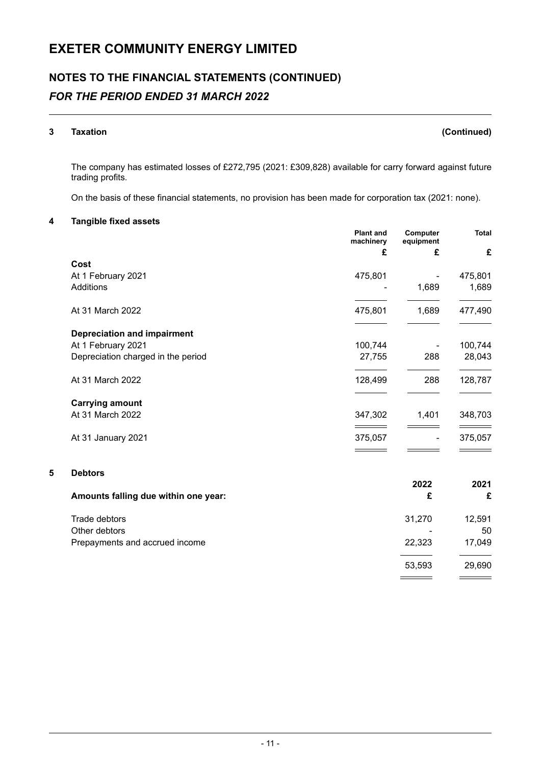# EXETER COMMUNITY ENERGY LIMITED

## NOTES TO THE FINANCIAL STATEMENTS (CONTINUED)

### *FOR THE PERIOD ENDED 31 MARCH 2022*

**3 Taxation (Continued)**

The company has estimated losses of £272,795 (2021: £309,828) available for carry forward against future trading profits.

On the basis of these financial statements, no provision has been made for corporation tax (2021: none).

**4 Tangible fixed assets**

| | Plant and machinery | Computer equipment | Total |
|---|---|---|---|
| | £ | £ | £ |
| **Cost** | | | |
| At 1 February 2021 | 475,801 | - | 475,801 |
| Additions | - | 1,689 | 1,689 |
| At 31 March 2022 | 475,801 | 1,689 | 477,490 |
| **Depreciation and impairment** | | | |
| At 1 February 2021 | 100,744 | - | 100,744 |
| Depreciation charged in the period | 27,755 | 288 | 28,043 |
| At 31 March 2022 | 128,499 | 288 | 128,787 |
| **Carrying amount** | | | |
| At 31 March 2022 | 347,302 | 1,401 | 348,703 |
| At 31 January 2021 | 375,057 | - | 375,057 |

**5 Debtors**

| | 2022 | 2021 |
|---|---|---|
| **Amounts falling due within one year:** | £ | £ |
| Trade debtors | 31,270 | 12,591 |
| Other debtors | - | 50 |
| Prepayments and accrued income | 22,323 | 17,049 |
| | 53,593 | 29,690 |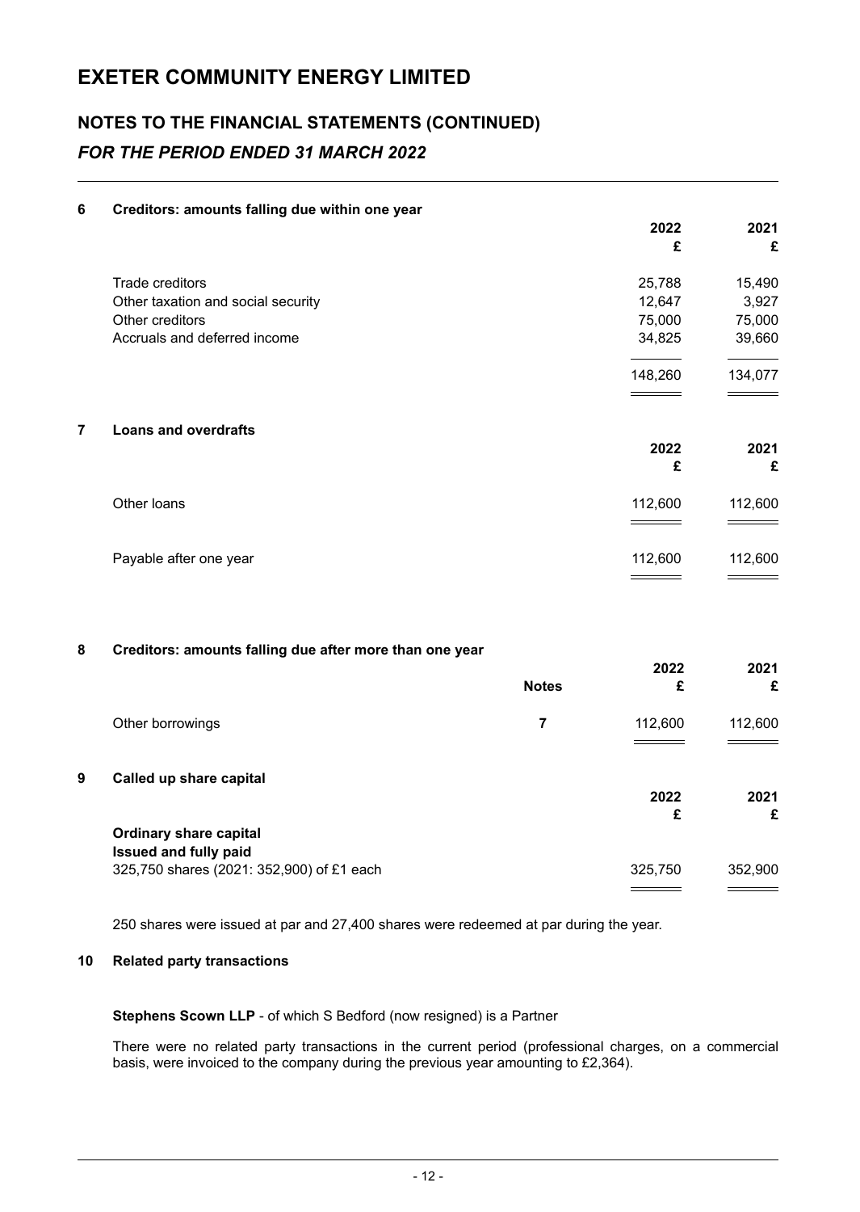# EXETER COMMUNITY ENERGY LIMITED

## NOTES TO THE FINANCIAL STATEMENTS (CONTINUED)

### *FOR THE PERIOD ENDED 31 MARCH 2022*

**6 Creditors: amounts falling due within one year**

| | 2022 | 2021 |
|---|---|---|
| | £ | £ |
| Trade creditors | 25,788 | 15,490 |
| Other taxation and social security | 12,647 | 3,927 |
| Other creditors | 75,000 | 75,000 |
| Accruals and deferred income | 34,825 | 39,660 |
| | 148,260 | 134,077 |

**7 Loans and overdrafts**

| | 2022 | 2021 |
|---|---|---|
| | £ | £ |
| Other loans | 112,600 | 112,600 |
| Payable after one year | 112,600 | 112,600 |

**8 Creditors: amounts falling due after more than one year**

| | Notes | 2022 | 2021 |
|---|---|---|---|
| | | £ | £ |
| Other borrowings | 7 | 112,600 | 112,600 |

**9 Called up share capital**

| | 2022 | 2021 |
|---|---|---|
| | £ | £ |
| **Ordinary share capital** | | |
| **Issued and fully paid** | | |
| 325,750 shares (2021: 352,900) of £1 each | 325,750 | 352,900 |

250 shares were issued at par and 27,400 shares were redeemed at par during the year.

**10 Related party transactions**

**Stephens Scown LLP** - of which S Bedford (now resigned) is a Partner

There were no related party transactions in the current period (professional charges, on a commercial basis, were invoiced to the company during the previous year amounting to £2,364).